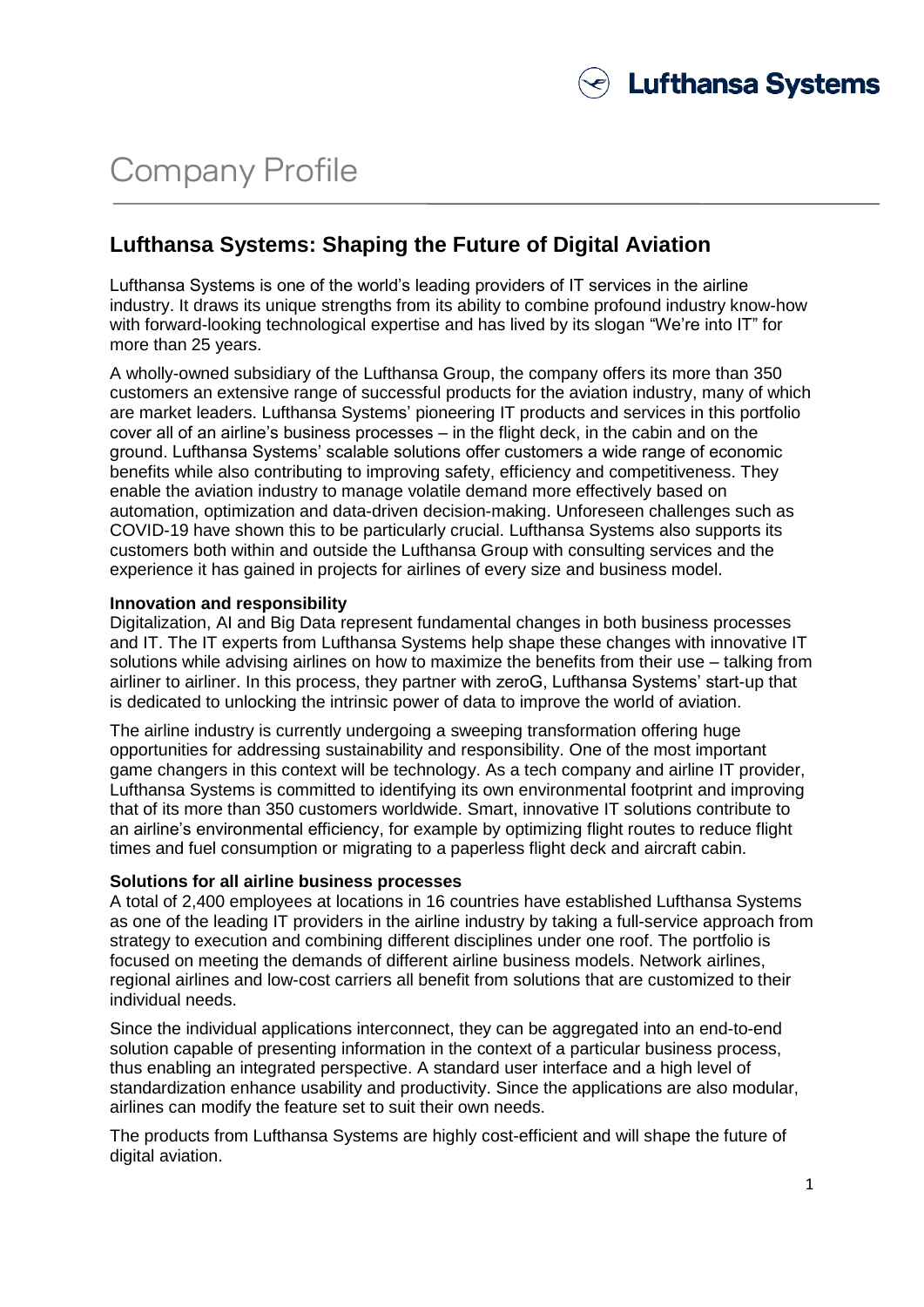# Company Profile

## Lufthansa Systems: Shaping the Future of Digital Aviation

Lufthansa Systems is one of the world's leading providers of IT services in the airline industry. It draws its unique strengths from its ability to combine profound industry know-how with forward-looking technological expertise and has lived by its slogan "We're into IT" for more than 25 years.

A wholly-owned subsidiary of the Lufthansa Group, the company offers its more than 350 customers an extensive range of successful products for the aviation industry, many of which are market leaders. Lufthansa Systems' pioneering IT products and services in this portfolio cover all of an airline's business processes – in the flight deck, in the cabin and on the ground. Lufthansa Systems' scalable solutions offer customers a wide range of economic benefits while also contributing to improving safety, efficiency and competitiveness. They enable the aviation industry to manage volatile demand more effectively based on automation, optimization and data-driven decision-making. Unforeseen challenges such as COVID-19 have shown this to be particularly crucial. Lufthansa Systems also supports its customers both within and outside the Lufthansa Group with consulting services and the experience it has gained in projects for airlines of every size and business model.

**Innovation and responsibility**

Digitalization, AI and Big Data represent fundamental changes in both business processes and IT. The IT experts from Lufthansa Systems help shape these changes with innovative IT solutions while advising airlines on how to maximize the benefits from their use – talking from airliner to airliner. In this process, they partner with zeroG, Lufthansa Systems' start-up that is dedicated to unlocking the intrinsic power of data to improve the world of aviation.

The airline industry is currently undergoing a sweeping transformation offering huge opportunities for addressing sustainability and responsibility. One of the most important game changers in this context will be technology. As a tech company and airline IT provider, Lufthansa Systems is committed to identifying its own environmental footprint and improving that of its more than 350 customers worldwide. Smart, innovative IT solutions contribute to an airline's environmental efficiency, for example by optimizing flight routes to reduce flight times and fuel consumption or migrating to a paperless flight deck and aircraft cabin.

**Solutions for all airline business processes**

A total of 2,400 employees at locations in 16 countries have established Lufthansa Systems as one of the leading IT providers in the airline industry by taking a full-service approach from strategy to execution and combining different disciplines under one roof. The portfolio is focused on meeting the demands of different airline business models. Network airlines, regional airlines and low-cost carriers all benefit from solutions that are customized to their individual needs.

Since the individual applications interconnect, they can be aggregated into an end-to-end solution capable of presenting information in the context of a particular business process, thus enabling an integrated perspective. A standard user interface and a high level of standardization enhance usability and productivity. Since the applications are also modular, airlines can modify the feature set to suit their own needs.

The products from Lufthansa Systems are highly cost-efficient and will shape the future of digital aviation.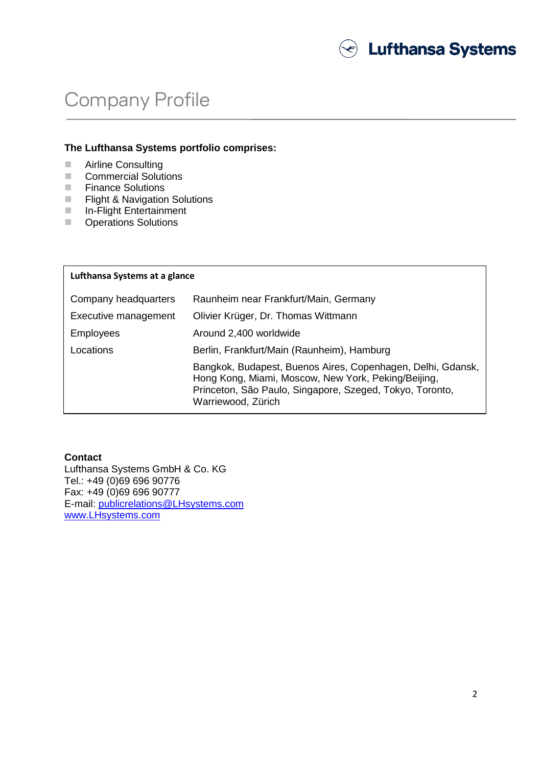# Company Profile

**The Lufthansa Systems portfolio comprises:**

- Airline Consulting
- Commercial Solutions
- Finance Solutions
- Flight & Navigation Solutions
- In-Flight Entertainment
- Operations Solutions

**Lufthansa Systems at a glance**

| | |
|---|---|
| Company headquarters | Raunheim near Frankfurt/Main, Germany |
| Executive management | Olivier Krüger, Dr. Thomas Wittmann |
| Employees | Around 2,400 worldwide |
| Locations | Berlin, Frankfurt/Main (Raunheim), Hamburg |
| | Bangkok, Budapest, Buenos Aires, Copenhagen, Delhi, Gdansk, Hong Kong, Miami, Moscow, New York, Peking/Beijing, Princeton, São Paulo, Singapore, Szeged, Tokyo, Toronto, Warriewood, Zürich |

**Contact**
Lufthansa Systems GmbH & Co. KG
Tel.: +49 (0)69 696 90776
Fax: +49 (0)69 696 90777
E-mail: publicrelations@LHsystems.com
www.LHsystems.com